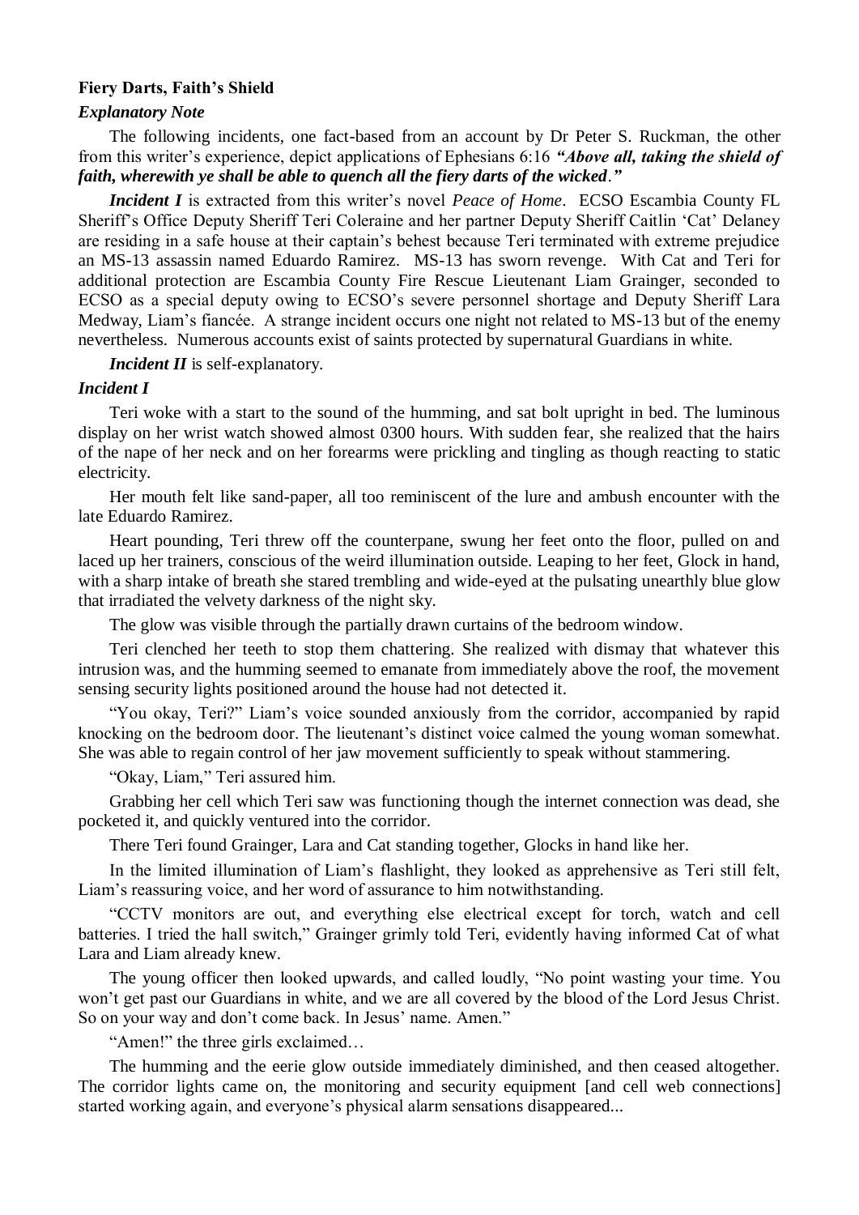**Fiery Darts, Faith's Shield**

***Explanatory Note***

The following incidents, one fact-based from an account by Dr Peter S. Ruckman, the other from this writer's experience, depict applications of Ephesians 6:16 ***"Above all, taking the shield of faith, wherewith ye shall be able to quench all the fiery darts of the wicked."***

***Incident I*** is extracted from this writer's novel *Peace of Home*. ECSO Escambia County FL Sheriff's Office Deputy Sheriff Teri Coleraine and her partner Deputy Sheriff Caitlin 'Cat' Delaney are residing in a safe house at their captain's behest because Teri terminated with extreme prejudice an MS-13 assassin named Eduardo Ramirez. MS-13 has sworn revenge. With Cat and Teri for additional protection are Escambia County Fire Rescue Lieutenant Liam Grainger, seconded to ECSO as a special deputy owing to ECSO's severe personnel shortage and Deputy Sheriff Lara Medway, Liam's fiancée. A strange incident occurs one night not related to MS-13 but of the enemy nevertheless. Numerous accounts exist of saints protected by supernatural Guardians in white.

***Incident II*** is self-explanatory.

***Incident I***

Teri woke with a start to the sound of the humming, and sat bolt upright in bed. The luminous display on her wrist watch showed almost 0300 hours. With sudden fear, she realized that the hairs of the nape of her neck and on her forearms were prickling and tingling as though reacting to static electricity.

Her mouth felt like sand-paper, all too reminiscent of the lure and ambush encounter with the late Eduardo Ramirez.

Heart pounding, Teri threw off the counterpane, swung her feet onto the floor, pulled on and laced up her trainers, conscious of the weird illumination outside. Leaping to her feet, Glock in hand, with a sharp intake of breath she stared trembling and wide-eyed at the pulsating unearthly blue glow that irradiated the velvety darkness of the night sky.

The glow was visible through the partially drawn curtains of the bedroom window.

Teri clenched her teeth to stop them chattering. She realized with dismay that whatever this intrusion was, and the humming seemed to emanate from immediately above the roof, the movement sensing security lights positioned around the house had not detected it.

"You okay, Teri?" Liam's voice sounded anxiously from the corridor, accompanied by rapid knocking on the bedroom door. The lieutenant's distinct voice calmed the young woman somewhat. She was able to regain control of her jaw movement sufficiently to speak without stammering.

"Okay, Liam," Teri assured him.

Grabbing her cell which Teri saw was functioning though the internet connection was dead, she pocketed it, and quickly ventured into the corridor.

There Teri found Grainger, Lara and Cat standing together, Glocks in hand like her.

In the limited illumination of Liam's flashlight, they looked as apprehensive as Teri still felt, Liam's reassuring voice, and her word of assurance to him notwithstanding.

"CCTV monitors are out, and everything else electrical except for torch, watch and cell batteries. I tried the hall switch," Grainger grimly told Teri, evidently having informed Cat of what Lara and Liam already knew.

The young officer then looked upwards, and called loudly, "No point wasting your time. You won't get past our Guardians in white, and we are all covered by the blood of the Lord Jesus Christ. So on your way and don't come back. In Jesus' name. Amen."

"Amen!" the three girls exclaimed…

The humming and the eerie glow outside immediately diminished, and then ceased altogether. The corridor lights came on, the monitoring and security equipment [and cell web connections] started working again, and everyone's physical alarm sensations disappeared...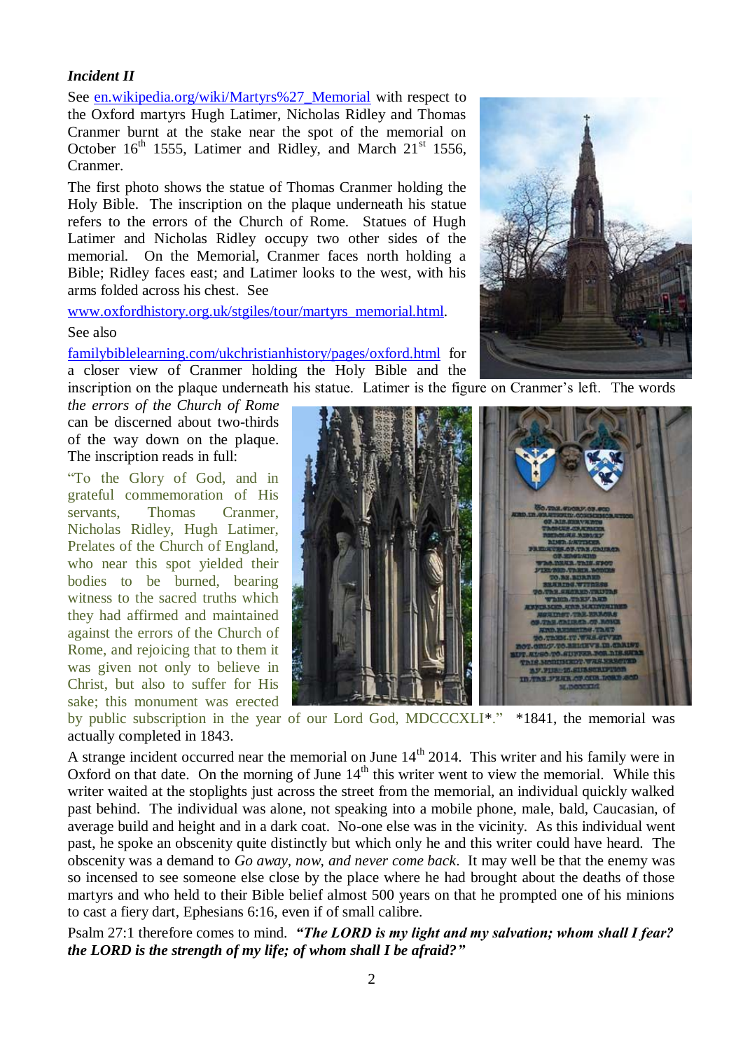***Incident II***

See en.wikipedia.org/wiki/Martyrs%27_Memorial with respect to the Oxford martyrs Hugh Latimer, Nicholas Ridley and Thomas Cranmer burnt at the stake near the spot of the memorial on October 16th 1555, Latimer and Ridley, and March 21st 1556, Cranmer.

The first photo shows the statue of Thomas Cranmer holding the Holy Bible. The inscription on the plaque underneath his statue refers to the errors of the Church of Rome. Statues of Hugh Latimer and Nicholas Ridley occupy two other sides of the memorial. On the Memorial, Cranmer faces north holding a Bible; Ridley faces east; and Latimer looks to the west, with his arms folded across his chest. See www.oxfordhistory.org.uk/stgiles/tour/martyrs_memorial.html.

See also familybiblelearning.com/ukchristianhistory/pages/oxford.html for a closer view of Cranmer holding the Holy Bible and the inscription on the plaque underneath his statue. Latimer is the figure on Cranmer's left. The words *the errors of the Church of Rome* can be discerned about two-thirds of the way down on the plaque. The inscription reads in full:

"To the Glory of God, and in grateful commemoration of His servants, Thomas Cranmer, Nicholas Ridley, Hugh Latimer, Prelates of the Church of England, who near this spot yielded their bodies to be burned, bearing witness to the sacred truths which they had affirmed and maintained against the errors of the Church of Rome, and rejoicing that to them it was given not only to believe in Christ, but also to suffer for His sake; this monument was erected by public subscription in the year of our Lord God, MDCCCXLI*." *1841, the memorial was actually completed in 1843.

A strange incident occurred near the memorial on June 14th 2014. This writer and his family were in Oxford on that date. On the morning of June 14th this writer went to view the memorial. While this writer waited at the stoplights just across the street from the memorial, an individual quickly walked past behind. The individual was alone, not speaking into a mobile phone, male, bald, Caucasian, of average build and height and in a dark coat. No-one else was in the vicinity. As this individual went past, he spoke an obscenity quite distinctly but which only he and this writer could have heard. The obscenity was a demand to *Go away, now, and never come back*. It may well be that the enemy was so incensed to see someone else close by the place where he had brought about the deaths of those martyrs and who held to their Bible belief almost 500 years on that he prompted one of his minions to cast a fiery dart, Ephesians 6:16, even if of small calibre.

Psalm 27:1 therefore comes to mind. ***"The LORD is my light and my salvation; whom shall I fear? the LORD is the strength of my life; of whom shall I be afraid?"***